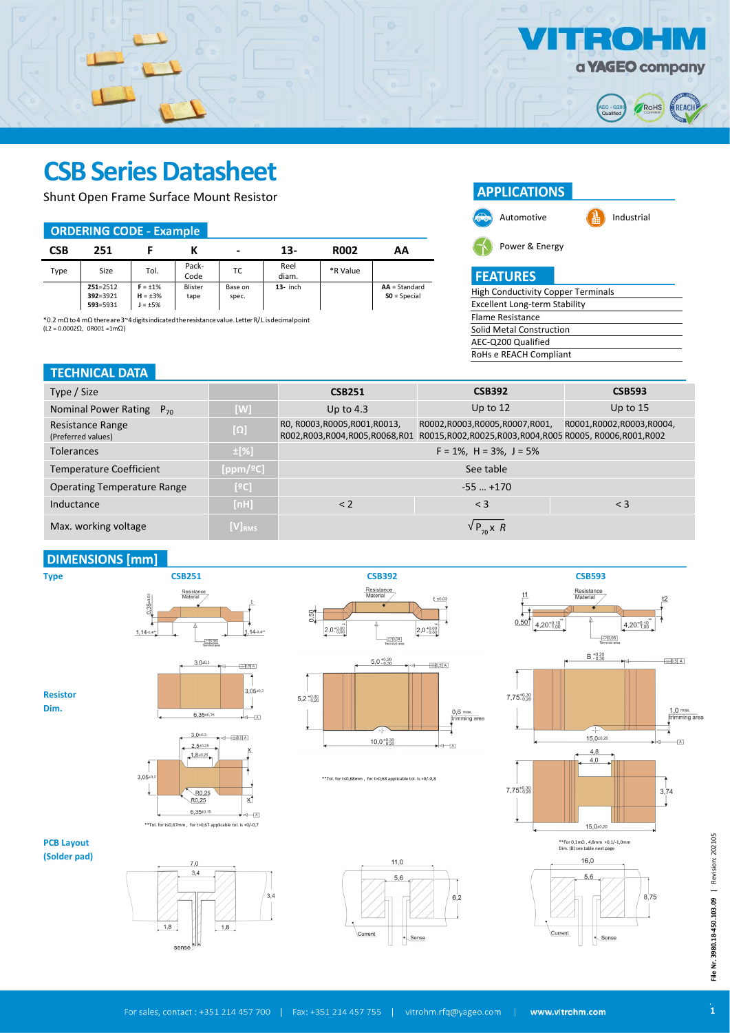# CSB Series Datasheet

Shunt Open Frame Surface Mount Resistor

## ORDERING CODE - Example

| CSB | 251 | F | K | - | 13- | R002 | AA |
|---|---|---|---|---|---|---|---|
| Type | Size | Tol. | Pack-Code | TC | Reel diam. | *R Value | |
| | **251**=2512<br>**392**=3921<br>**593**=5931 | **F** = ±1%<br>**H** = ±3%<br>**J** = ±5% | Blister tape | Base on spec. | **13-** inch | | **AA** = Standard<br>**S0** = Special |

*0.2 mΩ to 4 mΩ there are 3~4 digits indicated the resistance value. Letter R/ L is decimal point (L2 = 0.0002Ω, 0R001 =1mΩ)

## APPLICATIONS

- Automotive
- Industrial
- Power & Energy

## FEATURES

- High Conductivity Copper Terminals
- Excellent Long-term Stability
- Flame Resistance
- Solid Metal Construction
- AEC-Q200 Qualified
- RoHs e REACH Compliant

## TECHNICAL DATA

| Type / Size | | CSB251 | CSB392 | CSB593 |
|---|---|---|---|---|
| Nominal Power Rating $P_{70}$ | [W] | Up to 4.3 | Up to 12 | Up to 15 |
| Resistance Range (Preferred values) | [Ω] | R0, R0003,R0005,R001,R0013, R002,R003,R004,R005,R0068,R01 | R0002,R0003,R0005,R0007,R001, R0015,R002,R0025,R003,R004,R005 | R0001,R0002,R0003,R0004, R0005, R0006,R001,R002 |
| Tolerances | ±[%] | F = 1%, H = 3%, J = 5% | | |
| Temperature Coefficient | [ppm/ºC] | See table | | |
| Operating Temperature Range | [ºC] | -55 … +170 | | |
| Inductance | [nH] | < 2 | < 3 | < 3 |
| Max. working voltage | $[V]_{RMS}$ | $\sqrt{P_{70} \times R}$ | | |

## DIMENSIONS [mm]

**Type:** CSB251 | CSB392 | CSB593

**Resistor Dim.**

CSB251: Resistance Material; 0,35±0,03; t; 1,14-0,4**; 1,14-0,4**; 3,0±0,3; 3,05±0,2; 6,35±0,15; 2,5±0,25; 1,8±0,25; R0,25; R0,25; X

**Tol. for t≤0,67mm , for t>0,67 applicable tol. is +0/-0,7

CSB392: Resistance Material; t ±0,03; 0,50; $2,0^{+0,00}_{-0,20}$; $2,0^{+0,00}_{-0,50}$; $5,0^{+0,20}_{-0,30}$; $5,2^{+0,30}_{-0,20}$; $10,0^{+0,30}_{-0,20}$; 0,6 max. trimming area

**Tol. for t≤0,68mm , for t>0,68 applicable tol. is +0/-0,8

CSB593: Resistance Material; t1; t2; 0,50; $4,20^{+0,10}_{-1,00}$; $4,20^{+0,10}_{-1,00}$; $B^{+0,20}_{-0,30}$; $7,75^{+0,30}_{-0,20}$; 15,0±0,20; 1,0 max. trimming area; 4,8; 4,0; 3,74

**For 0,1mΩ , 4,8mm +0,1/-1,0mm
Dim. (B) see table next page

**PCB Layout (Solder pad)**

CSB251: 7,0; 3,4; 3,4; 1,8; 1,8; sense

CSB392: 11,0; 5,6; 6,2; Current; Sense

CSB593: 16,0; 5,6; 8,75; Current; Sense

For sales, contact : +351 214 457 700 | Fax: +351 214 457 755 | vitrohm.rfq@yageo.com | www.vitrohm.com

File Nr. 3980.18-450.103.09 | Revision: 202105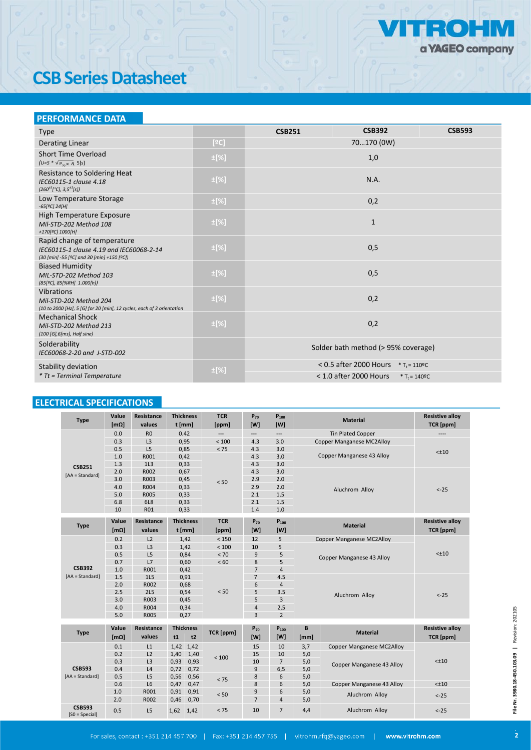# CSB Series Datasheet

## PERFORMANCE DATA

| Type | | CSB251 | CSB392 | CSB593 |
|---|---|---|---|---|
| Derating Linear | [ºC] | 70…170 (0W) | | |
| Short Time Overload<br>*($U=5*\sqrt{P_{70} \times R}$, 5[s]* | ±[%] | 1,0 | | |
| Resistance to Soldering Heat<br>*IEC60115-1 clause 4.18*<br>*($260^{±5}$[°C], $3{,}5^{±1}$[s])* | ±[%] | N.A. | | |
| Low Temperature Storage<br>*-65[ºC] 24[H]* | ±[%] | 0,2 | | |
| High Temperature Exposure<br>*Mil-STD-202 Method 108*<br>*+170[ºC] 1000[H]* | ±[%] | 1 | | |
| Rapid change of temperature<br>*IEC60115-1 clause 4.19 and IEC60068-2-14*<br>*(30 [min] -55 [ºC] and 30 [min] +150 [ºC])* | ±[%] | 0,5 | | |
| Biased Humidity<br>*MIL-STD-202 Method 103*<br>*(85[ºC], 85[%RH] 1.000[h])* | ±[%] | 0,5 | | |
| Vibrations<br>*Mil-STD-202 Method 204*<br>*(10 to 2000 [Hz], 5 [G] for 20 [min], 12 cycles, each of 3 orientation* | ±[%] | 0,2 | | |
| Mechanical Shock<br>*Mil-STD-202 Method 213*<br>*(100 [G],6[ms], Half sine)* | ±[%] | 0,2 | | |
| Solderability<br>*IEC60068-2-20 and J-STD-002* | | Solder bath method (> 95% coverage) | | |
| Stability deviation<br>*\* Tt = Terminal Temperature* | ±[%] | < 0.5 after 2000 Hours * $T_t$ = 110ºC<br>< 1.0 after 2000 Hours * $T_t$ = 140ºC | | |

## ELECTRICAL SPECIFICATIONS

| Type | Value [mΩ] | Resistance values | Thickness t [mm] | TCR [ppm] | $P_{70}$ [W] | $P_{100}$ [W] | Material | Resistive alloy TCR [ppm] |
|---|---|---|---|---|---|---|---|---|
| CSB251 [AA = Standard] | 0.0 | R0 | 0.42 | --- | --- | --- | Tin Plated Copper | ---- |
| | 0.3 | L3 | 0,95 | < 100 | 4.3 | 3.0 | Copper Manganese MC2Alloy | <±10 |
| | 0.5 | L5 | 0,85 | < 75 | 4.3 | 3.0 | Copper Manganese 43 Alloy | |
| | 1.0 | R001 | 0,42 | < 50 | 4.3 | 3.0 | | |
| | 1.3 | 1L3 | 0,33 | | 4.3 | 3.0 | | |
| | 2.0 | R002 | 0,67 | | 4.3 | 3.0 | Aluchrom Alloy | <-25 |
| | 3.0 | R003 | 0,45 | | 2.9 | 2.0 | | |
| | 4.0 | R004 | 0,33 | | 2.9 | 2.0 | | |
| | 5.0 | R005 | 0,33 | | 2.1 | 1.5 | | |
| | 6.8 | 6L8 | 0,33 | | 2.1 | 1.5 | | |
| | 10 | R01 | 0,33 | | 1.4 | 1.0 | | |

| Type | Value [mΩ] | Resistance values | Thickness t [mm] | TCR [ppm] | $P_{70}$ [W] | $P_{100}$ [W] | Material | Resistive alloy TCR [ppm] |
|---|---|---|---|---|---|---|---|---|
| CSB392 [AA = Standard] | 0.2 | L2 | 1,42 | < 150 | 12 | 5 | Copper Manganese MC2Alloy | <±10 |
| | 0.3 | L3 | 1,42 | < 100 | 10 | 5 | Copper Manganese 43 Alloy | |
| | 0.5 | L5 | 0,84 | < 70 | 9 | 5 | | |
| | 0.7 | L7 | 0,60 | < 60 | 8 | 5 | | |
| | 1.0 | R001 | 0,42 | < 50 | 7 | 4 | | |
| | 1.5 | 1L5 | 0,91 | | 7 | 4.5 | Aluchrom Alloy | <-25 |
| | 2.0 | R002 | 0,68 | | 6 | 4 | | |
| | 2.5 | 2L5 | 0,54 | | 5 | 3.5 | | |
| | 3.0 | R003 | 0,45 | | 5 | 3 | | |
| | 4.0 | R004 | 0,34 | | 4 | 2,5 | | |
| | 5.0 | R005 | 0,27 | | 3 | 2 | | |

| Type | Value [mΩ] | Resistance values | Thickness t1 | Thickness t2 | TCR [ppm] | $P_{70}$ [W] | $P_{100}$ [W] | B [mm] | Material | Resistive alloy TCR [ppm] |
|---|---|---|---|---|---|---|---|---|---|---|
| CSB593 [AA = Standard] | 0.1 | L1 | 1,42 | 1,42 | < 100 | 15 | 10 | 3,7 | Copper Manganese MC2Alloy | <±10 |
| | 0.2 | L2 | 1,40 | 1,40 | | 15 | 10 | 5,0 | Copper Manganese 43 Alloy | |
| | 0.3 | L3 | 0,93 | 0,93 | | 10 | 7 | 5,0 | | |
| | 0.4 | L4 | 0,72 | 0,72 | < 75 | 9 | 6,5 | 5,0 | | |
| | 0.5 | L5 | 0,56 | 0,56 | | 8 | 6 | 5,0 | | |
| | 0.6 | L6 | 0,47 | 0,47 | | 8 | 6 | 5,0 | Copper Manganese 43 Alloy | <±10 |
| | 1.0 | R001 | 0,91 | 0,91 | < 50 | 9 | 6 | 5,0 | Aluchrom Alloy | <-25 |
| | 2.0 | R002 | 0,46 | 0,70 | | 7 | 4 | 5,0 | | |
| CSB593 [S0 = Special] | 0.5 | L5 | 1,62 | 1,42 | < 75 | 10 | 7 | 4,4 | Aluchrom Alloy | <-25 |

File Nr. 3980.18-450.103.09 | Revision: 202105

For sales, contact : +351 214 457 700 | Fax: +351 214 457 755 | vitrohm.rfq@yageo.com | www.vitrohm.com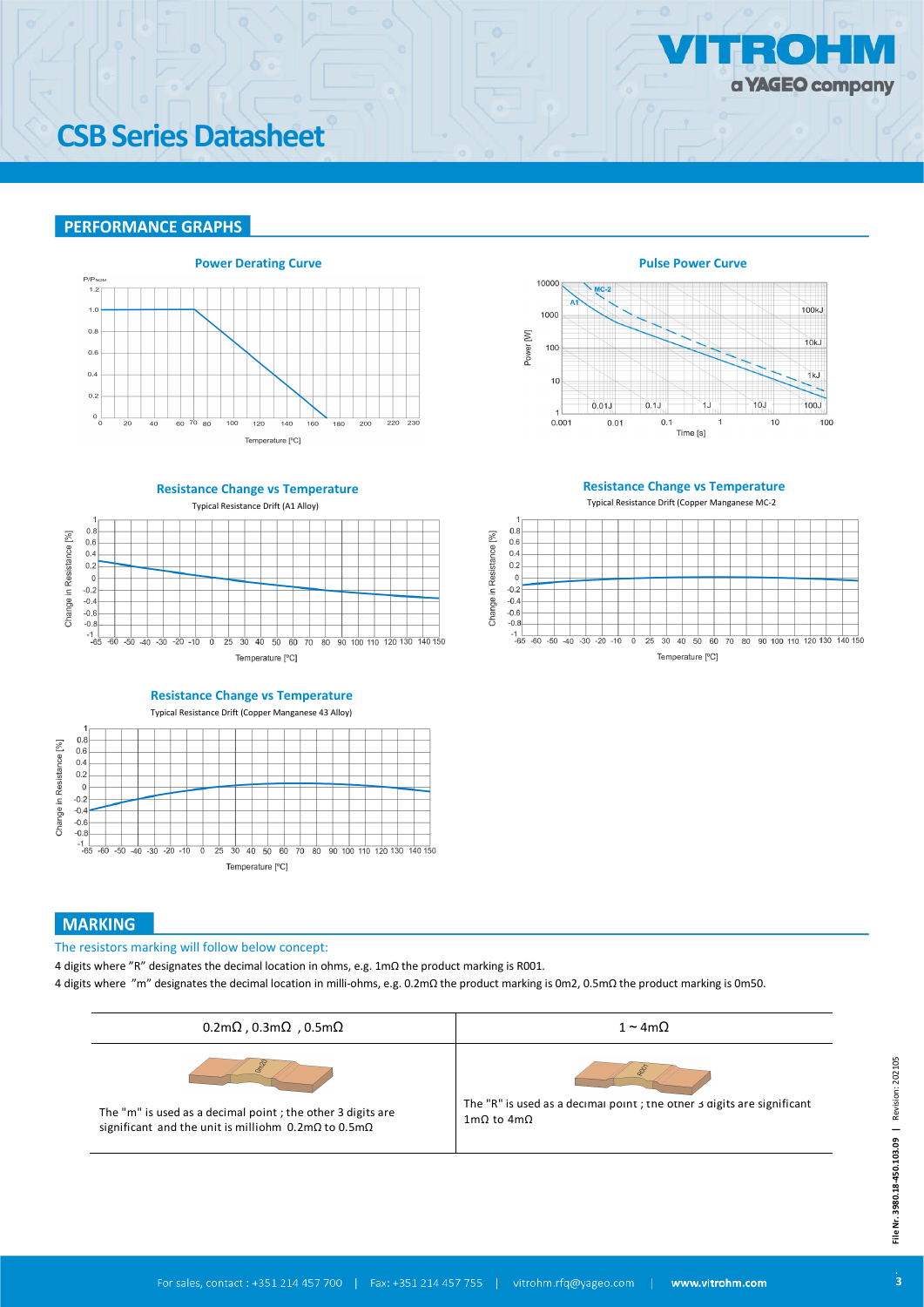# CSB Series Datasheet

## PERFORMANCE GRAPHS

**Power Derating Curve**

**Pulse Power Curve**

**Resistance Change vs Temperature**

Typical Resistance Drift (A1 Alloy)

**Resistance Change vs Temperature**

Typical Resistance Drift (Copper Manganese MC-2

**Resistance Change vs Temperature**

Typical Resistance Drift (Copper Manganese 43 Alloy)

## MARKING

The resistors marking will follow below concept:

4 digits where "R" designates the decimal location in ohms, e.g. 1mΩ the product marking is R001.

4 digits where "m" designates the decimal location in milli-ohms, e.g. 0.2mΩ the product marking is 0m2, 0.5mΩ the product marking is 0m50.

| 0.2mΩ , 0.3mΩ , 0.5mΩ | 1 ~ 4mΩ |
|---|---|
| The "m" is used as a decimal point ; the other 3 digits are significant and the unit is milliohm 0.2mΩ to 0.5mΩ | The "R" is used as a decimal point ; the other 3 digits are significant 1mΩ to 4mΩ |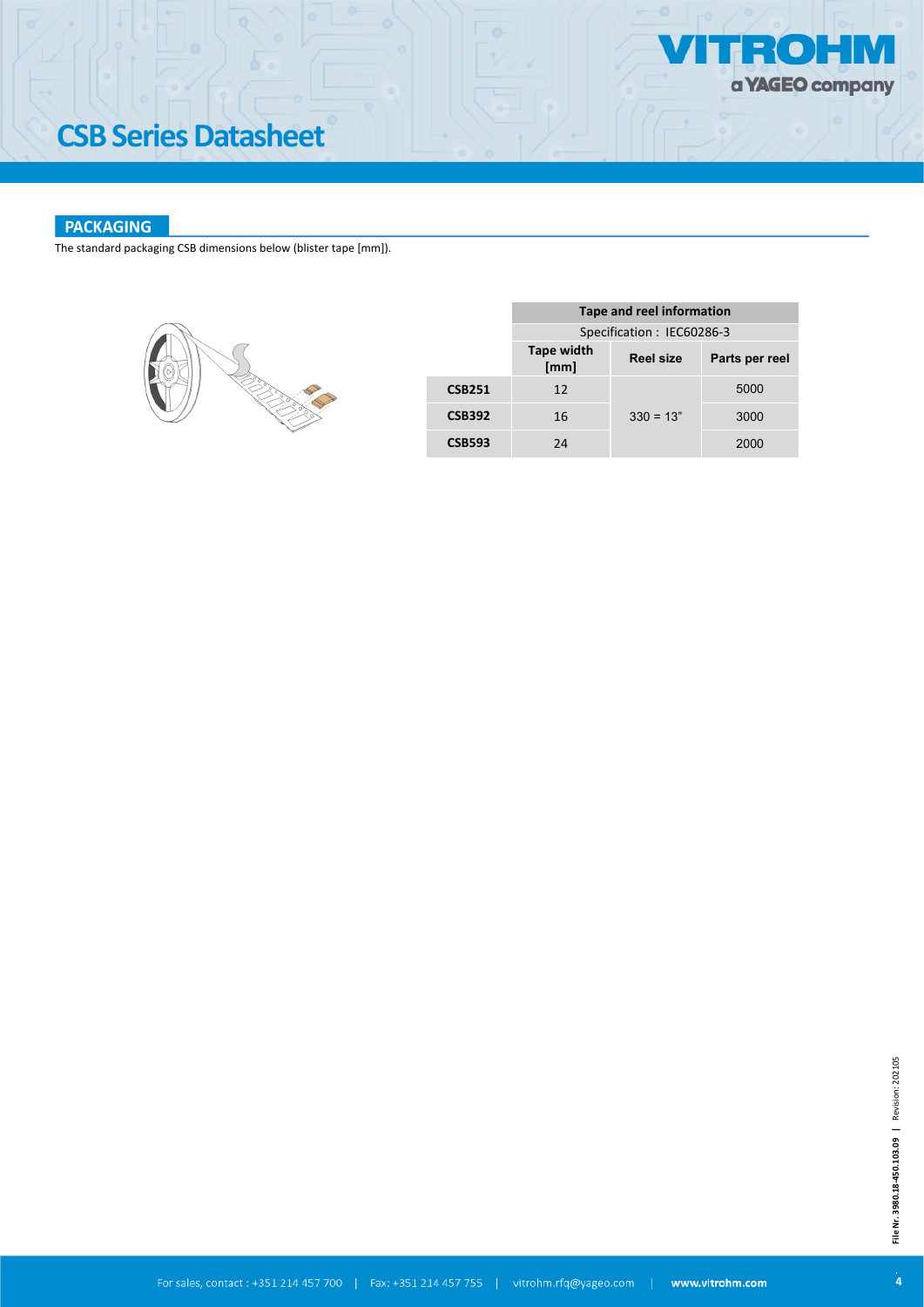## PACKAGING

The standard packaging CSB dimensions below (blister tape [mm]).

| | Tape and reel information | | |
|---|---|---|---|
| | Specification : IEC60286-3 | | |
| | Tape width [mm] | Reel size | Parts per reel |
| **CSB251** | 12 | 330 = 13" | 5000 |
| **CSB392** | 16 | | 3000 |
| **CSB593** | 24 | | 2000 |

File Nr. 3980.18-450.103.09 | Revision: 202105